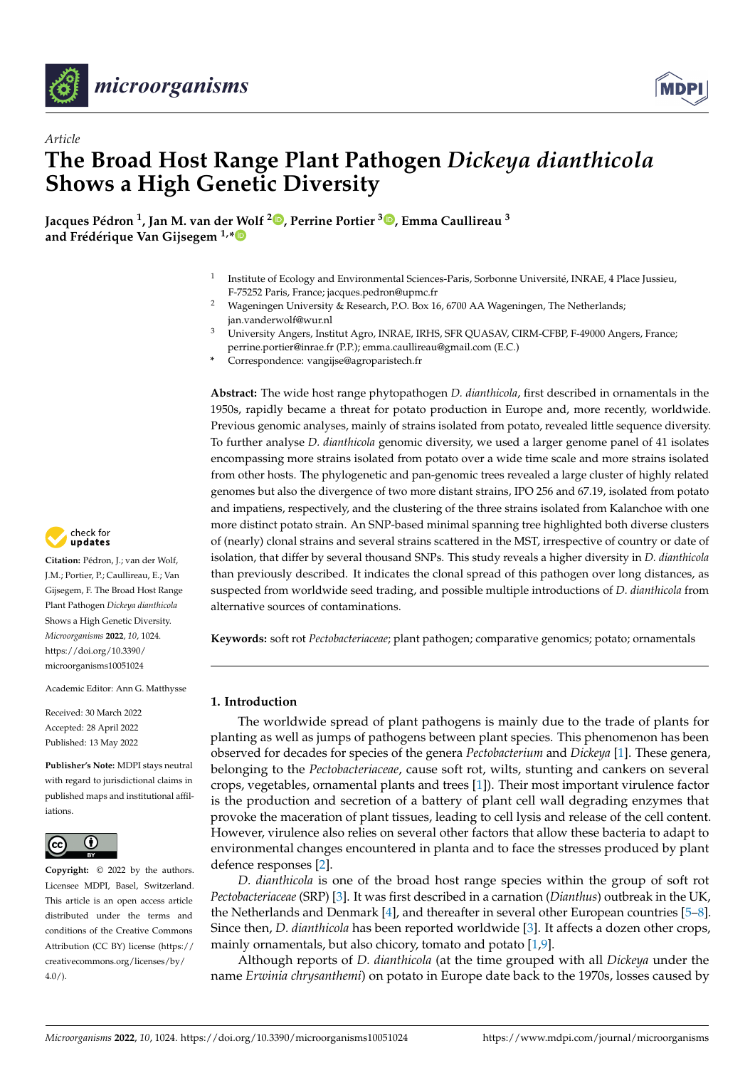*Article*

# The Broad Host Range Plant Pathogen *Dickeya dianthicola* Shows a High Genetic Diversity

**Jacques Pédron [1], Jan M. van der Wolf [2], Perrine Portier [3], Emma Caullireau [3] and Frédérique Van Gijsegem [1,*]**

[1] Institute of Ecology and Environmental Sciences-Paris, Sorbonne Université, INRAE, 4 Place Jussieu, F-75252 Paris, France; jacques.pedron@upmc.fr

[2] Wageningen University & Research, P.O. Box 16, 6700 AA Wageningen, The Netherlands; jan.vanderwolf@wur.nl

[3] University Angers, Institut Agro, INRAE, IRHS, SFR QUASAV, CIRM-CFBP, F-49000 Angers, France; perrine.portier@inrae.fr (P.P.); emma.caullireau@gmail.com (E.C.)

* Correspondence: vangijse@agroparistech.fr

**Citation:** Pédron, J.; van der Wolf, J.M.; Portier, P.; Caullireau, E.; Van Gijsegem, F. The Broad Host Range Plant Pathogen *Dickeya dianthicola* Shows a High Genetic Diversity. *Microorganisms* **2022**, *10*, 1024. https://doi.org/10.3390/microorganisms10051024

Academic Editor: Ann G. Matthysse

Received: 30 March 2022
Accepted: 28 April 2022
Published: 13 May 2022

**Publisher's Note:** MDPI stays neutral with regard to jurisdictional claims in published maps and institutional affiliations.

**Copyright:** © 2022 by the authors. Licensee MDPI, Basel, Switzerland. This article is an open access article distributed under the terms and conditions of the Creative Commons Attribution (CC BY) license (https://creativecommons.org/licenses/by/4.0/).

**Abstract:** The wide host range phytopathogen *D. dianthicola*, first described in ornamentals in the 1950s, rapidly became a threat for potato production in Europe and, more recently, worldwide. Previous genomic analyses, mainly of strains isolated from potato, revealed little sequence diversity. To further analyse *D. dianthicola* genomic diversity, we used a larger genome panel of 41 isolates encompassing more strains isolated from potato over a wide time scale and more strains isolated from other hosts. The phylogenetic and pan-genomic trees revealed a large cluster of highly related genomes but also the divergence of two more distant strains, IPO 256 and 67.19, isolated from potato and impatiens, respectively, and the clustering of the three strains isolated from Kalanchoe with one more distinct potato strain. An SNP-based minimal spanning tree highlighted both diverse clusters of (nearly) clonal strains and several strains scattered in the MST, irrespective of country or date of isolation, that differ by several thousand SNPs. This study reveals a higher diversity in *D. dianthicola* than previously described. It indicates the clonal spread of this pathogen over long distances, as suspected from worldwide seed trading, and possible multiple introductions of *D. dianthicola* from alternative sources of contaminations.

**Keywords:** soft rot *Pectobacteriaceae*; plant pathogen; comparative genomics; potato; ornamentals

## 1. Introduction

The worldwide spread of plant pathogens is mainly due to the trade of plants for planting as well as jumps of pathogens between plant species. This phenomenon has been observed for decades for species of the genera *Pectobacterium* and *Dickeya* [1]. These genera, belonging to the *Pectobacteriaceae*, cause soft rot, wilts, stunting and cankers on several crops, vegetables, ornamental plants and trees [1]). Their most important virulence factor is the production and secretion of a battery of plant cell wall degrading enzymes that provoke the maceration of plant tissues, leading to cell lysis and release of the cell content. However, virulence also relies on several other factors that allow these bacteria to adapt to environmental changes encountered in planta and to face the stresses produced by plant defence responses [2].

*D. dianthicola* is one of the broad host range species within the group of soft rot *Pectobacteriaceae* (SRP) [3]. It was first described in a carnation (*Dianthus*) outbreak in the UK, the Netherlands and Denmark [4], and thereafter in several other European countries [5–8]. Since then, *D. dianthicola* has been reported worldwide [3]. It affects a dozen other crops, mainly ornamentals, but also chicory, tomato and potato [1,9].

Although reports of *D. dianthicola* (at the time grouped with all *Dickeya* under the name *Erwinia chrysanthemi*) on potato in Europe date back to the 1970s, losses caused by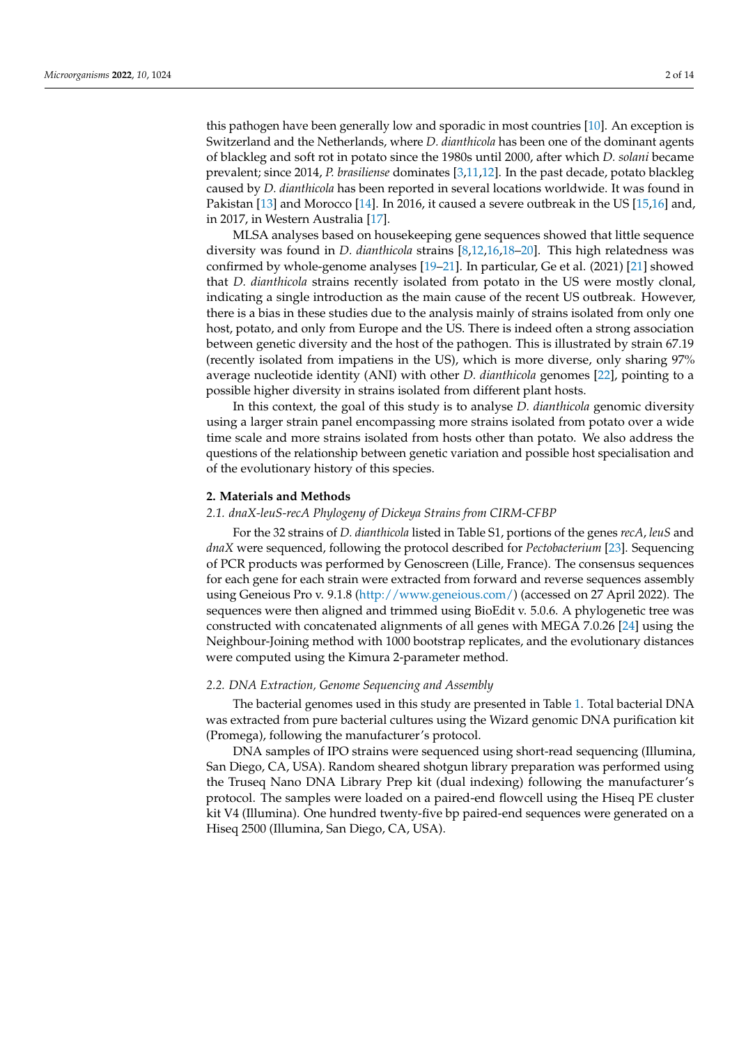this pathogen have been generally low and sporadic in most countries [10]. An exception is Switzerland and the Netherlands, where *D. dianthicola* has been one of the dominant agents of blackleg and soft rot in potato since the 1980s until 2000, after which *D. solani* became prevalent; since 2014, *P. brasiliense* dominates [3,11,12]. In the past decade, potato blackleg caused by *D. dianthicola* has been reported in several locations worldwide. It was found in Pakistan [13] and Morocco [14]. In 2016, it caused a severe outbreak in the US [15,16] and, in 2017, in Western Australia [17].

MLSA analyses based on housekeeping gene sequences showed that little sequence diversity was found in *D. dianthicola* strains [8,12,16,18–20]. This high relatedness was confirmed by whole-genome analyses [19–21]. In particular, Ge et al. (2021) [21] showed that *D. dianthicola* strains recently isolated from potato in the US were mostly clonal, indicating a single introduction as the main cause of the recent US outbreak. However, there is a bias in these studies due to the analysis mainly of strains isolated from only one host, potato, and only from Europe and the US. There is indeed often a strong association between genetic diversity and the host of the pathogen. This is illustrated by strain 67.19 (recently isolated from impatiens in the US), which is more diverse, only sharing 97% average nucleotide identity (ANI) with other *D. dianthicola* genomes [22], pointing to a possible higher diversity in strains isolated from different plant hosts.

In this context, the goal of this study is to analyse *D. dianthicola* genomic diversity using a larger strain panel encompassing more strains isolated from potato over a wide time scale and more strains isolated from hosts other than potato. We also address the questions of the relationship between genetic variation and possible host specialisation and of the evolutionary history of this species.

## 2. Materials and Methods

### 2.1. dnaX-leuS-recA Phylogeny of Dickeya Strains from CIRM-CFBP

For the 32 strains of *D. dianthicola* listed in Table S1, portions of the genes *recA*, *leuS* and *dnaX* were sequenced, following the protocol described for *Pectobacterium* [23]. Sequencing of PCR products was performed by Genoscreen (Lille, France). The consensus sequences for each gene for each strain were extracted from forward and reverse sequences assembly using Geneious Pro v. 9.1.8 (http://www.geneious.com/) (accessed on 27 April 2022). The sequences were then aligned and trimmed using BioEdit v. 5.0.6. A phylogenetic tree was constructed with concatenated alignments of all genes with MEGA 7.0.26 [24] using the Neighbour-Joining method with 1000 bootstrap replicates, and the evolutionary distances were computed using the Kimura 2-parameter method.

### 2.2. DNA Extraction, Genome Sequencing and Assembly

The bacterial genomes used in this study are presented in Table 1. Total bacterial DNA was extracted from pure bacterial cultures using the Wizard genomic DNA purification kit (Promega), following the manufacturer's protocol.

DNA samples of IPO strains were sequenced using short-read sequencing (Illumina, San Diego, CA, USA). Random sheared shotgun library preparation was performed using the Truseq Nano DNA Library Prep kit (dual indexing) following the manufacturer's protocol. The samples were loaded on a paired-end flowcell using the Hiseq PE cluster kit V4 (Illumina). One hundred twenty-five bp paired-end sequences were generated on a Hiseq 2500 (Illumina, San Diego, CA, USA).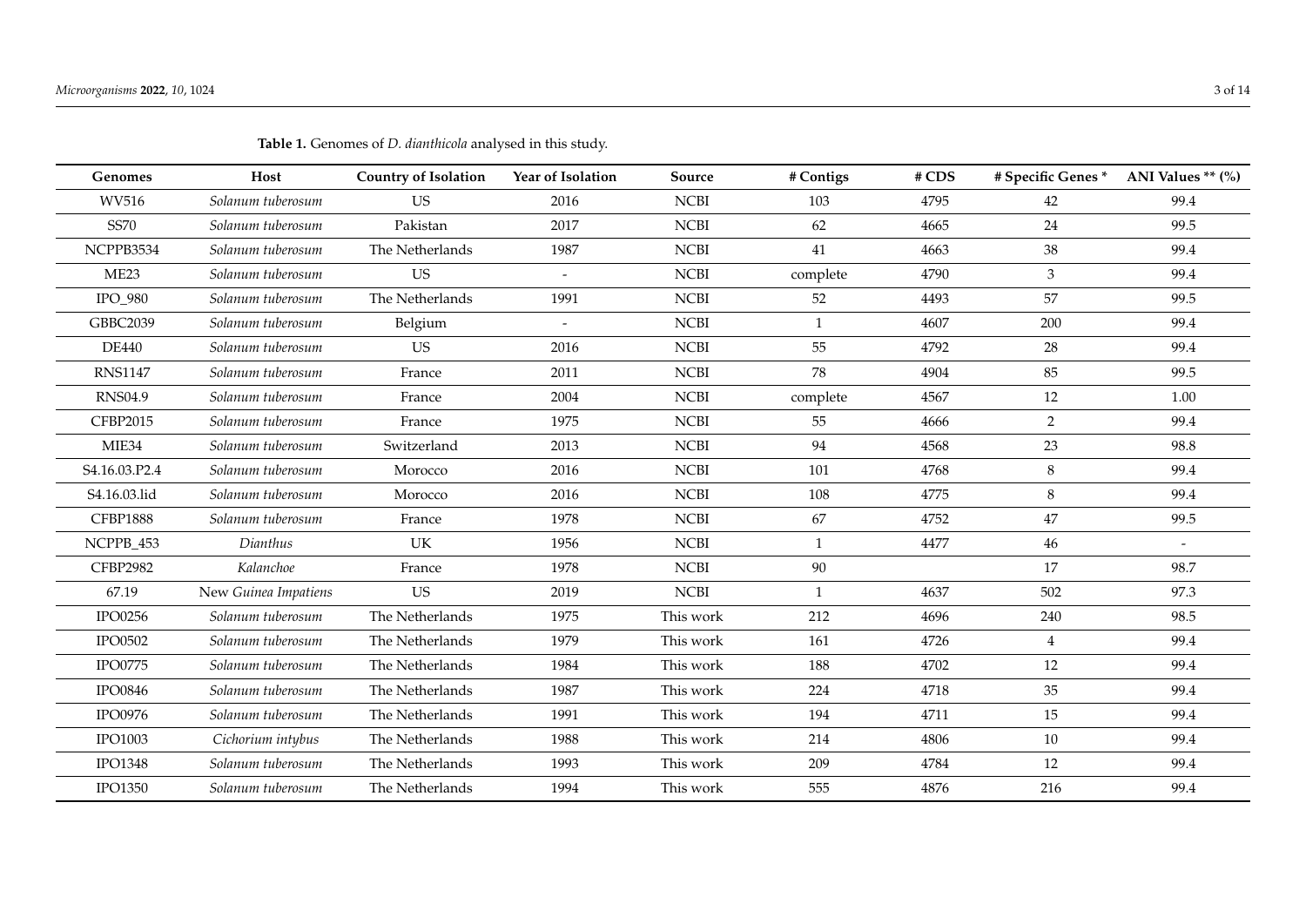**Table 1.** Genomes of *D. dianthicola* analysed in this study.

| Genomes | Host | Country of Isolation | Year of Isolation | Source | # Contigs | # CDS | # Specific Genes * | ANI Values ** (%) |
|---|---|---|---|---|---|---|---|---|
| WV516 | *Solanum tuberosum* | US | 2016 | NCBI | 103 | 4795 | 42 | 99.4 |
| SS70 | *Solanum tuberosum* | Pakistan | 2017 | NCBI | 62 | 4665 | 24 | 99.5 |
| NCPPB3534 | *Solanum tuberosum* | The Netherlands | 1987 | NCBI | 41 | 4663 | 38 | 99.4 |
| ME23 | *Solanum tuberosum* | US | - | NCBI | complete | 4790 | 3 | 99.4 |
| IPO_980 | *Solanum tuberosum* | The Netherlands | 1991 | NCBI | 52 | 4493 | 57 | 99.5 |
| GBBC2039 | *Solanum tuberosum* | Belgium | - | NCBI | 1 | 4607 | 200 | 99.4 |
| DE440 | *Solanum tuberosum* | US | 2016 | NCBI | 55 | 4792 | 28 | 99.4 |
| RNS1147 | *Solanum tuberosum* | France | 2011 | NCBI | 78 | 4904 | 85 | 99.5 |
| RNS04.9 | *Solanum tuberosum* | France | 2004 | NCBI | complete | 4567 | 12 | 1.00 |
| CFBP2015 | *Solanum tuberosum* | France | 1975 | NCBI | 55 | 4666 | 2 | 99.4 |
| MIE34 | *Solanum tuberosum* | Switzerland | 2013 | NCBI | 94 | 4568 | 23 | 98.8 |
| S4.16.03.P2.4 | *Solanum tuberosum* | Morocco | 2016 | NCBI | 101 | 4768 | 8 | 99.4 |
| S4.16.03.lid | *Solanum tuberosum* | Morocco | 2016 | NCBI | 108 | 4775 | 8 | 99.4 |
| CFBP1888 | *Solanum tuberosum* | France | 1978 | NCBI | 67 | 4752 | 47 | 99.5 |
| NCPPB_453 | *Dianthus* | UK | 1956 | NCBI | 1 | 4477 | 46 | - |
| CFBP2982 | *Kalanchoe* | France | 1978 | NCBI | 90 | | 17 | 98.7 |
| 67.19 | New Guinea *Impatiens* | US | 2019 | NCBI | 1 | 4637 | 502 | 97.3 |
| IPO0256 | *Solanum tuberosum* | The Netherlands | 1975 | This work | 212 | 4696 | 240 | 98.5 |
| IPO0502 | *Solanum tuberosum* | The Netherlands | 1979 | This work | 161 | 4726 | 4 | 99.4 |
| IPO0775 | *Solanum tuberosum* | The Netherlands | 1984 | This work | 188 | 4702 | 12 | 99.4 |
| IPO0846 | *Solanum tuberosum* | The Netherlands | 1987 | This work | 224 | 4718 | 35 | 99.4 |
| IPO0976 | *Solanum tuberosum* | The Netherlands | 1991 | This work | 194 | 4711 | 15 | 99.4 |
| IPO1003 | *Cichorium intybus* | The Netherlands | 1988 | This work | 214 | 4806 | 10 | 99.4 |
| IPO1348 | *Solanum tuberosum* | The Netherlands | 1993 | This work | 209 | 4784 | 12 | 99.4 |
| IPO1350 | *Solanum tuberosum* | The Netherlands | 1994 | This work | 555 | 4876 | 216 | 99.4 |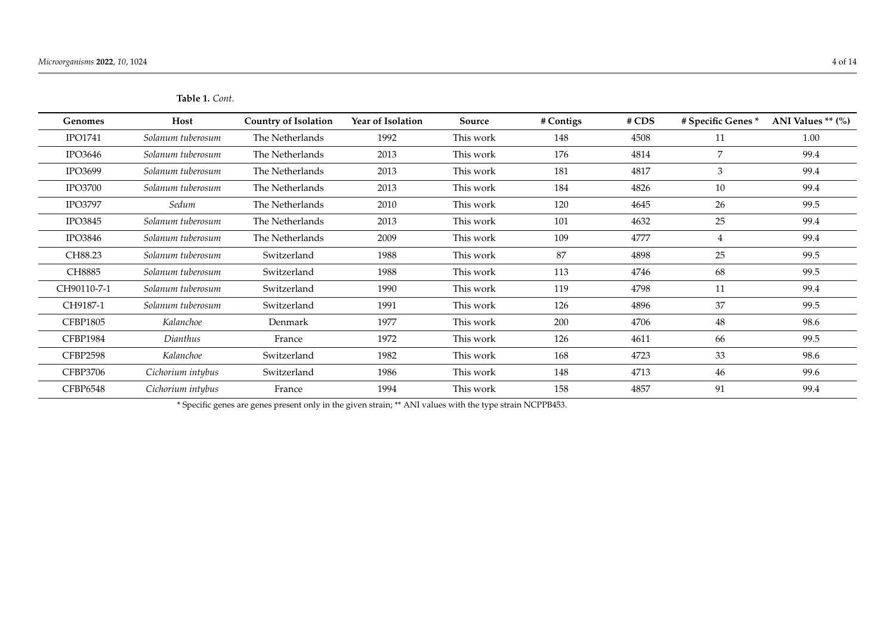**Table 1.** *Cont.*

| Genomes | Host | Country of Isolation | Year of Isolation | Source | # Contigs | # CDS | # Specific Genes * | ANI Values ** (%) |
|---|---|---|---|---|---|---|---|---|
| IPO1741 | *Solanum tuberosum* | The Netherlands | 1992 | This work | 148 | 4508 | 11 | 1.00 |
| IPO3646 | *Solanum tuberosum* | The Netherlands | 2013 | This work | 176 | 4814 | 7 | 99.4 |
| IPO3699 | *Solanum tuberosum* | The Netherlands | 2013 | This work | 181 | 4817 | 3 | 99.4 |
| IPO3700 | *Solanum tuberosum* | The Netherlands | 2013 | This work | 184 | 4826 | 10 | 99.4 |
| IPO3797 | *Sedum* | The Netherlands | 2010 | This work | 120 | 4645 | 26 | 99.5 |
| IPO3845 | *Solanum tuberosum* | The Netherlands | 2013 | This work | 101 | 4632 | 25 | 99.4 |
| IPO3846 | *Solanum tuberosum* | The Netherlands | 2009 | This work | 109 | 4777 | 4 | 99.4 |
| CH88.23 | *Solanum tuberosum* | Switzerland | 1988 | This work | 87 | 4898 | 25 | 99.5 |
| CH8885 | *Solanum tuberosum* | Switzerland | 1988 | This work | 113 | 4746 | 68 | 99.5 |
| CH90110-7-1 | *Solanum tuberosum* | Switzerland | 1990 | This work | 119 | 4798 | 11 | 99.4 |
| CH9187-1 | *Solanum tuberosum* | Switzerland | 1991 | This work | 126 | 4896 | 37 | 99.5 |
| CFBP1805 | *Kalanchoe* | Denmark | 1977 | This work | 200 | 4706 | 48 | 98.6 |
| CFBP1984 | *Dianthus* | France | 1972 | This work | 126 | 4611 | 66 | 99.5 |
| CFBP2598 | *Kalanchoe* | Switzerland | 1982 | This work | 168 | 4723 | 33 | 98.6 |
| CFBP3706 | *Cichorium intybus* | Switzerland | 1986 | This work | 148 | 4713 | 46 | 99.6 |
| CFBP6548 | *Cichorium intybus* | France | 1994 | This work | 158 | 4857 | 91 | 99.4 |

* Specific genes are genes present only in the given strain; ** ANI values with the type strain NCPPB453.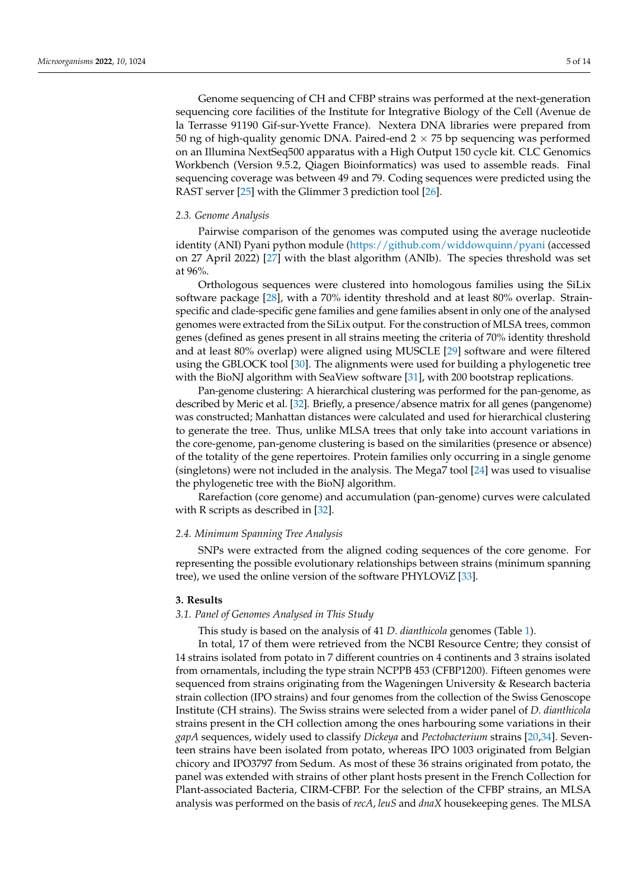Genome sequencing of CH and CFBP strains was performed at the next-generation sequencing core facilities of the Institute for Integrative Biology of the Cell (Avenue de la Terrasse 91190 Gif-sur-Yvette France). Nextera DNA libraries were prepared from 50 ng of high-quality genomic DNA. Paired-end 2 × 75 bp sequencing was performed on an Illumina NextSeq500 apparatus with a High Output 150 cycle kit. CLC Genomics Workbench (Version 9.5.2, Qiagen Bioinformatics) was used to assemble reads. Final sequencing coverage was between 49 and 79. Coding sequences were predicted using the RAST server [25] with the Glimmer 3 prediction tool [26].

### 2.3. Genome Analysis

Pairwise comparison of the genomes was computed using the average nucleotide identity (ANI) Pyani python module (https://github.com/widdowquinn/pyani (accessed on 27 April 2022) [27] with the blast algorithm (ANIb). The species threshold was set at 96%.

Orthologous sequences were clustered into homologous families using the SiLix software package [28], with a 70% identity threshold and at least 80% overlap. Strain-specific and clade-specific gene families and gene families absent in only one of the analysed genomes were extracted from the SiLix output. For the construction of MLSA trees, common genes (defined as genes present in all strains meeting the criteria of 70% identity threshold and at least 80% overlap) were aligned using MUSCLE [29] software and were filtered using the GBLOCK tool [30]. The alignments were used for building a phylogenetic tree with the BioNJ algorithm with SeaView software [31], with 200 bootstrap replications.

Pan-genome clustering: A hierarchical clustering was performed for the pan-genome, as described by Meric et al. [32]. Briefly, a presence/absence matrix for all genes (pangenome) was constructed; Manhattan distances were calculated and used for hierarchical clustering to generate the tree. Thus, unlike MLSA trees that only take into account variations in the core-genome, pan-genome clustering is based on the similarities (presence or absence) of the totality of the gene repertoires. Protein families only occurring in a single genome (singletons) were not included in the analysis. The Mega7 tool [24] was used to visualise the phylogenetic tree with the BioNJ algorithm.

Rarefaction (core genome) and accumulation (pan-genome) curves were calculated with R scripts as described in [32].

### 2.4. Minimum Spanning Tree Analysis

SNPs were extracted from the aligned coding sequences of the core genome. For representing the possible evolutionary relationships between strains (minimum spanning tree), we used the online version of the software PHYLOViZ [33].

## 3. Results

### 3.1. Panel of Genomes Analysed in This Study

This study is based on the analysis of 41 *D. dianthicola* genomes (Table 1).

In total, 17 of them were retrieved from the NCBI Resource Centre; they consist of 14 strains isolated from potato in 7 different countries on 4 continents and 3 strains isolated from ornamentals, including the type strain NCPPB 453 (CFBP1200). Fifteen genomes were sequenced from strains originating from the Wageningen University & Research bacteria strain collection (IPO strains) and four genomes from the collection of the Swiss Genoscope Institute (CH strains). The Swiss strains were selected from a wider panel of *D. dianthicola* strains present in the CH collection among the ones harbouring some variations in their *gapA* sequences, widely used to classify *Dickeya* and *Pectobacterium* strains [20,34]. Seventeen strains have been isolated from potato, whereas IPO 1003 originated from Belgian chicory and IPO3797 from Sedum. As most of these 36 strains originated from potato, the panel was extended with strains of other plant hosts present in the French Collection for Plant-associated Bacteria, CIRM-CFBP. For the selection of the CFBP strains, an MLSA analysis was performed on the basis of *recA*, *leuS* and *dnaX* housekeeping genes. The MLSA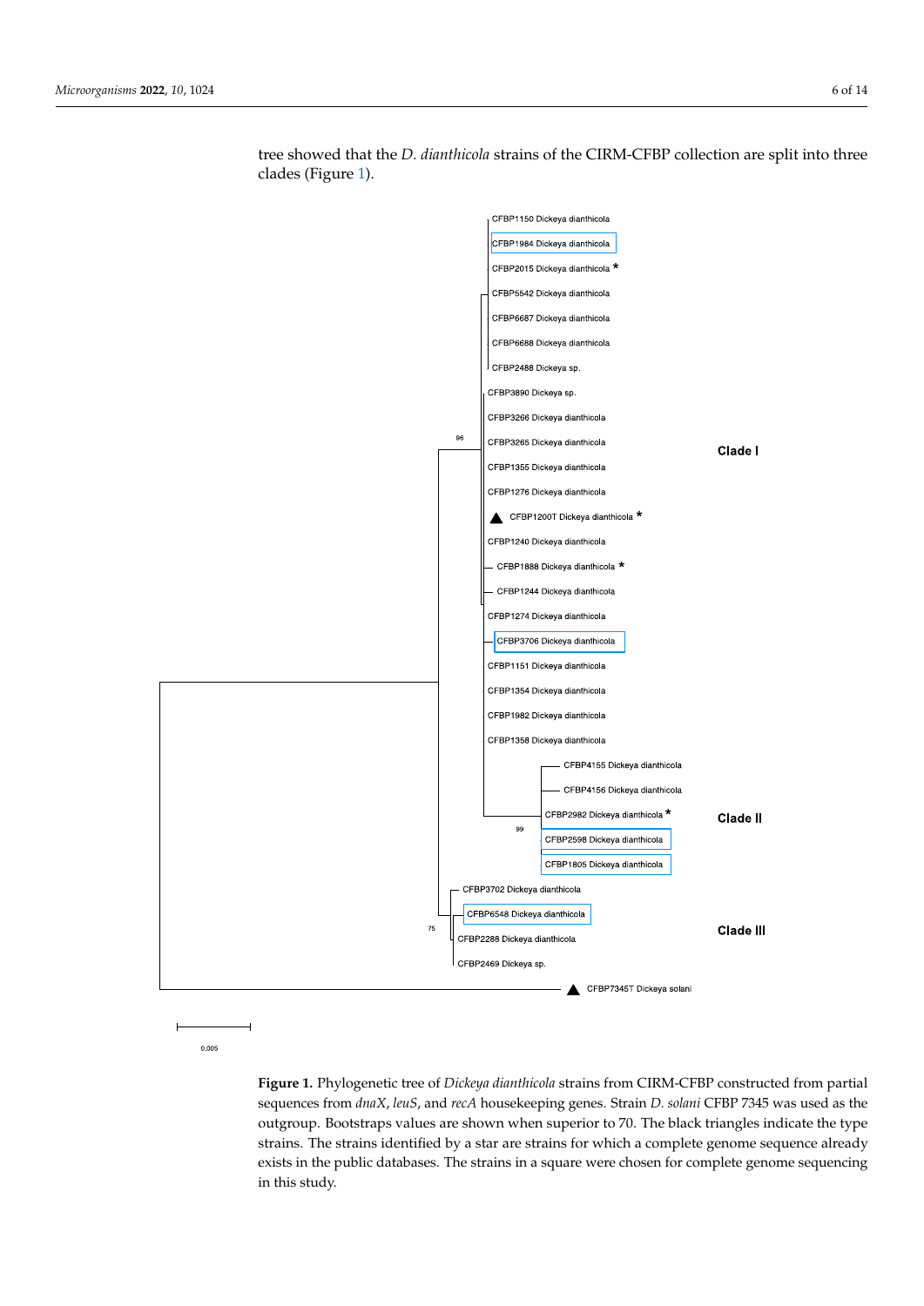tree showed that the *D. dianthicola* strains of the CIRM-CFBP collection are split into three clades (Figure 1).

**Figure 1.** Phylogenetic tree of *Dickeya dianthicola* strains from CIRM-CFBP constructed from partial sequences from *dnaX*, *leuS*, and *recA* housekeeping genes. Strain *D. solani* CFBP 7345 was used as the outgroup. Bootstraps values are shown when superior to 70. The black triangles indicate the type strains. The strains identified by a star are strains for which a complete genome sequence already exists in the public databases. The strains in a square were chosen for complete genome sequencing in this study.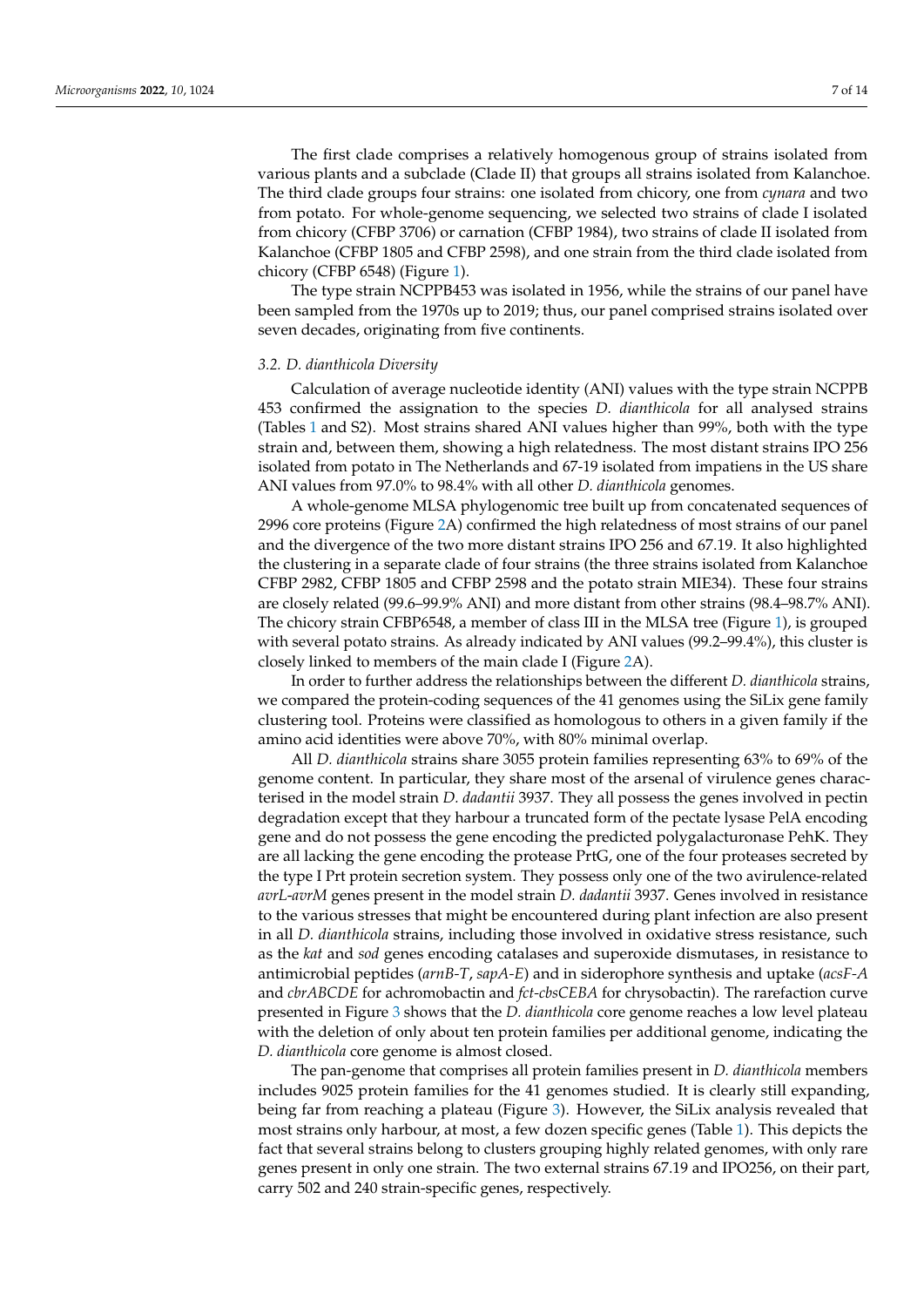The first clade comprises a relatively homogenous group of strains isolated from various plants and a subclade (Clade II) that groups all strains isolated from Kalanchoe. The third clade groups four strains: one isolated from chicory, one from *cynara* and two from potato. For whole-genome sequencing, we selected two strains of clade I isolated from chicory (CFBP 3706) or carnation (CFBP 1984), two strains of clade II isolated from Kalanchoe (CFBP 1805 and CFBP 2598), and one strain from the third clade isolated from chicory (CFBP 6548) (Figure 1).

The type strain NCPPB453 was isolated in 1956, while the strains of our panel have been sampled from the 1970s up to 2019; thus, our panel comprised strains isolated over seven decades, originating from five continents.

### 3.2. *D. dianthicola* Diversity

Calculation of average nucleotide identity (ANI) values with the type strain NCPPB 453 confirmed the assignation to the species *D. dianthicola* for all analysed strains (Tables 1 and S2). Most strains shared ANI values higher than 99%, both with the type strain and, between them, showing a high relatedness. The most distant strains IPO 256 isolated from potato in The Netherlands and 67-19 isolated from impatiens in the US share ANI values from 97.0% to 98.4% with all other *D. dianthicola* genomes.

A whole-genome MLSA phylogenomic tree built up from concatenated sequences of 2996 core proteins (Figure 2A) confirmed the high relatedness of most strains of our panel and the divergence of the two more distant strains IPO 256 and 67.19. It also highlighted the clustering in a separate clade of four strains (the three strains isolated from Kalanchoe CFBP 2982, CFBP 1805 and CFBP 2598 and the potato strain MIE34). These four strains are closely related (99.6–99.9% ANI) and more distant from other strains (98.4–98.7% ANI). The chicory strain CFBP6548, a member of class III in the MLSA tree (Figure 1), is grouped with several potato strains. As already indicated by ANI values (99.2–99.4%), this cluster is closely linked to members of the main clade I (Figure 2A).

In order to further address the relationships between the different *D. dianthicola* strains, we compared the protein-coding sequences of the 41 genomes using the SiLix gene family clustering tool. Proteins were classified as homologous to others in a given family if the amino acid identities were above 70%, with 80% minimal overlap.

All *D. dianthicola* strains share 3055 protein families representing 63% to 69% of the genome content. In particular, they share most of the arsenal of virulence genes characterised in the model strain *D. dadantii* 3937. They all possess the genes involved in pectin degradation except that they harbour a truncated form of the pectate lyase PelA encoding gene and do not possess the gene encoding the predicted polygalacturonase PehK. They are all lacking the gene encoding the protease PrtG, one of the four proteases secreted by the type I Prt protein secretion system. They possess only one of the two avirulence-related *avrL-avrM* genes present in the model strain *D. dadantii* 3937. Genes involved in resistance to the various stresses that might be encountered during plant infection are also present in all *D. dianthicola* strains, including those involved in oxidative stress resistance, such as the *kat* and *sod* genes encoding catalases and superoxide dismutases, in resistance to antimicrobial peptides (*arnB-T*, *sapA-E*) and in siderophore synthesis and uptake (*acsF-A* and *cbrABCDE* for achromobactin and *fct-cbsCEBA* for chrysobactin). The rarefaction curve presented in Figure 3 shows that the *D. dianthicola* core genome reaches a low level plateau with the deletion of only about ten protein families per additional genome, indicating the *D. dianthicola* core genome is almost closed.

The pan-genome that comprises all protein families present in *D. dianthicola* members includes 9025 protein families for the 41 genomes studied. It is clearly still expanding, being far from reaching a plateau (Figure 3). However, the SiLix analysis revealed that most strains only harbour, at most, a few dozen specific genes (Table 1). This depicts the fact that several strains belong to clusters grouping highly related genomes, with only rare genes present in only one strain. The two external strains 67.19 and IPO256, on their part, carry 502 and 240 strain-specific genes, respectively.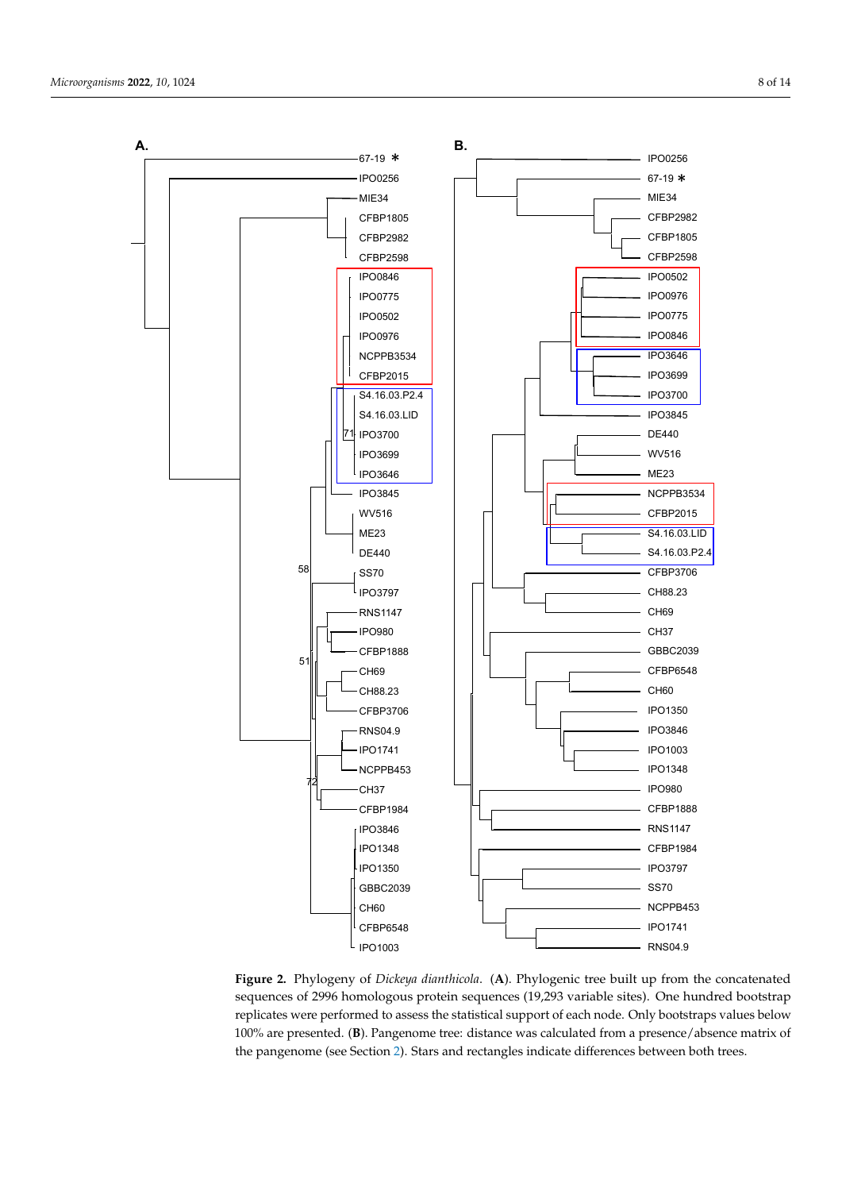**Figure 2.** Phylogeny of *Dickeya dianthicola*. (**A**). Phylogenic tree built up from the concatenated sequences of 2996 homologous protein sequences (19,293 variable sites). One hundred bootstrap replicates were performed to assess the statistical support of each node. Only bootstraps values below 100% are presented. (**B**). Pangenome tree: distance was calculated from a presence/absence matrix of the pangenome (see Section 2). Stars and rectangles indicate differences between both trees.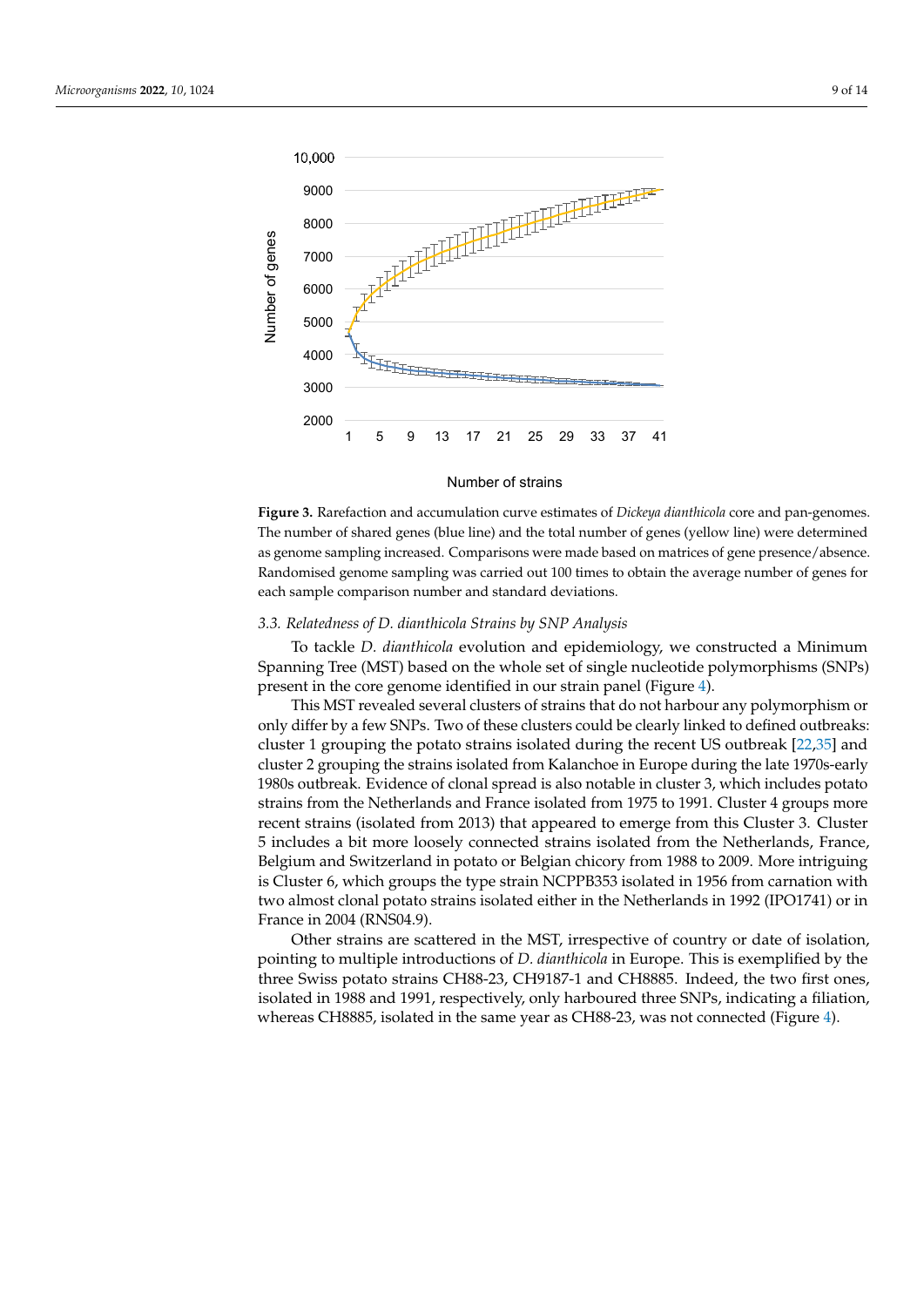**Figure 3.** Rarefaction and accumulation curve estimates of *Dickeya dianthicola* core and pan-genomes. The number of shared genes (blue line) and the total number of genes (yellow line) were determined as genome sampling increased. Comparisons were made based on matrices of gene presence/absence. Randomised genome sampling was carried out 100 times to obtain the average number of genes for each sample comparison number and standard deviations.

### *3.3. Relatedness of D. dianthicola Strains by SNP Analysis*

To tackle *D. dianthicola* evolution and epidemiology, we constructed a Minimum Spanning Tree (MST) based on the whole set of single nucleotide polymorphisms (SNPs) present in the core genome identified in our strain panel (Figure 4).

This MST revealed several clusters of strains that do not harbour any polymorphism or only differ by a few SNPs. Two of these clusters could be clearly linked to defined outbreaks: cluster 1 grouping the potato strains isolated during the recent US outbreak [22,35] and cluster 2 grouping the strains isolated from Kalanchoe in Europe during the late 1970s-early 1980s outbreak. Evidence of clonal spread is also notable in cluster 3, which includes potato strains from the Netherlands and France isolated from 1975 to 1991. Cluster 4 groups more recent strains (isolated from 2013) that appeared to emerge from this Cluster 3. Cluster 5 includes a bit more loosely connected strains isolated from the Netherlands, France, Belgium and Switzerland in potato or Belgian chicory from 1988 to 2009. More intriguing is Cluster 6, which groups the type strain NCPPB353 isolated in 1956 from carnation with two almost clonal potato strains isolated either in the Netherlands in 1992 (IPO1741) or in France in 2004 (RNS04.9).

Other strains are scattered in the MST, irrespective of country or date of isolation, pointing to multiple introductions of *D. dianthicola* in Europe. This is exemplified by the three Swiss potato strains CH88-23, CH9187-1 and CH8885. Indeed, the two first ones, isolated in 1988 and 1991, respectively, only harboured three SNPs, indicating a filiation, whereas CH8885, isolated in the same year as CH88-23, was not connected (Figure 4).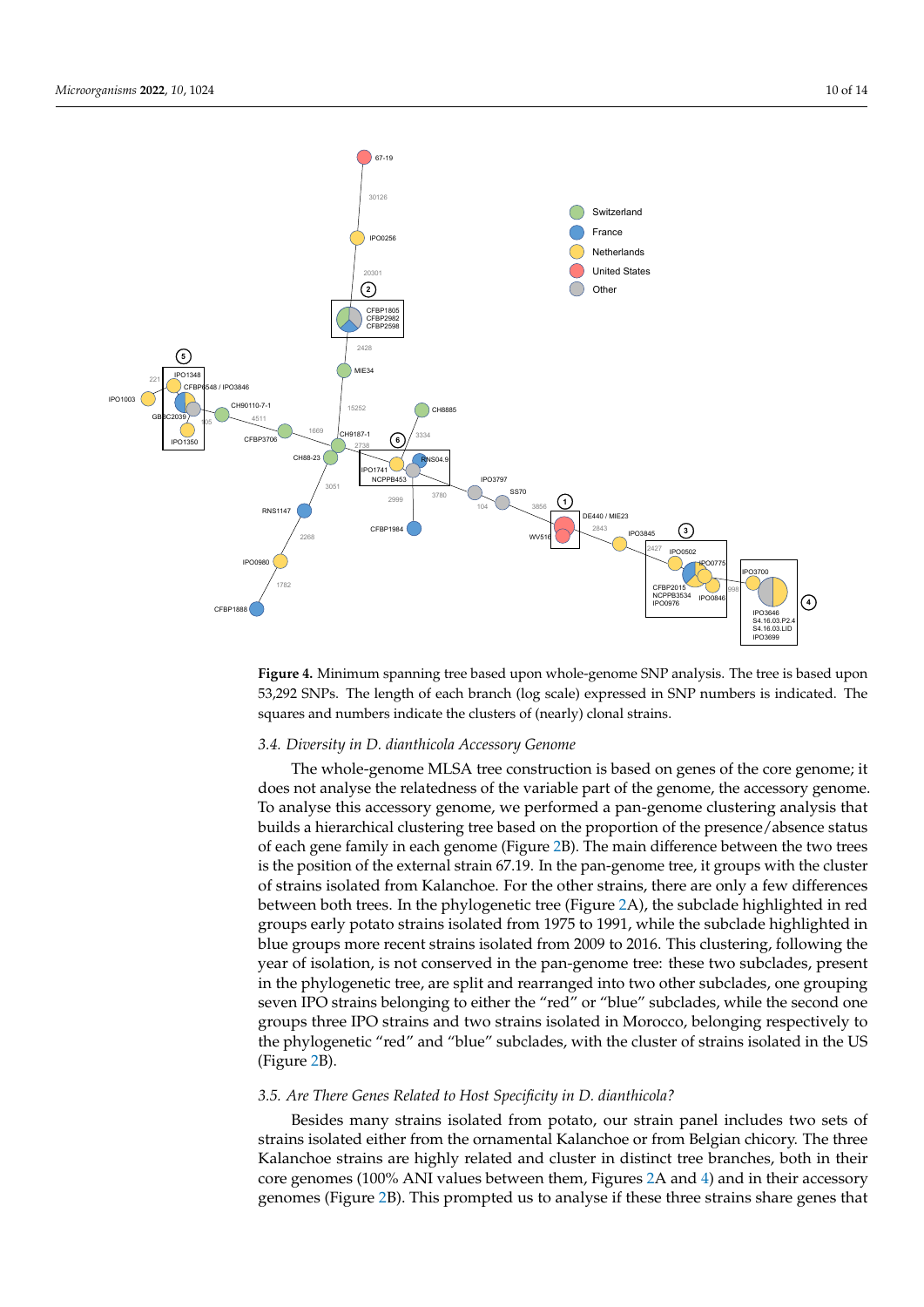**Figure 4.** Minimum spanning tree based upon whole-genome SNP analysis. The tree is based upon 53,292 SNPs. The length of each branch (log scale) expressed in SNP numbers is indicated. The squares and numbers indicate the clusters of (nearly) clonal strains.

### 3.4. Diversity in *D. dianthicola* Accessory Genome

The whole-genome MLSA tree construction is based on genes of the core genome; it does not analyse the relatedness of the variable part of the genome, the accessory genome. To analyse this accessory genome, we performed a pan-genome clustering analysis that builds a hierarchical clustering tree based on the proportion of the presence/absence status of each gene family in each genome (Figure 2B). The main difference between the two trees is the position of the external strain 67.19. In the pan-genome tree, it groups with the cluster of strains isolated from Kalanchoe. For the other strains, there are only a few differences between both trees. In the phylogenetic tree (Figure 2A), the subclade highlighted in red groups early potato strains isolated from 1975 to 1991, while the subclade highlighted in blue groups more recent strains isolated from 2009 to 2016. This clustering, following the year of isolation, is not conserved in the pan-genome tree: these two subclades, present in the phylogenetic tree, are split and rearranged into two other subclades, one grouping seven IPO strains belonging to either the "red" or "blue" subclades, while the second one groups three IPO strains and two strains isolated in Morocco, belonging respectively to the phylogenetic "red" and "blue" subclades, with the cluster of strains isolated in the US (Figure 2B).

### 3.5. Are There Genes Related to Host Specificity in *D. dianthicola*?

Besides many strains isolated from potato, our strain panel includes two sets of strains isolated either from the ornamental Kalanchoe or from Belgian chicory. The three Kalanchoe strains are highly related and cluster in distinct tree branches, both in their core genomes (100% ANI values between them, Figures 2A and 4) and in their accessory genomes (Figure 2B). This prompted us to analyse if these three strains share genes that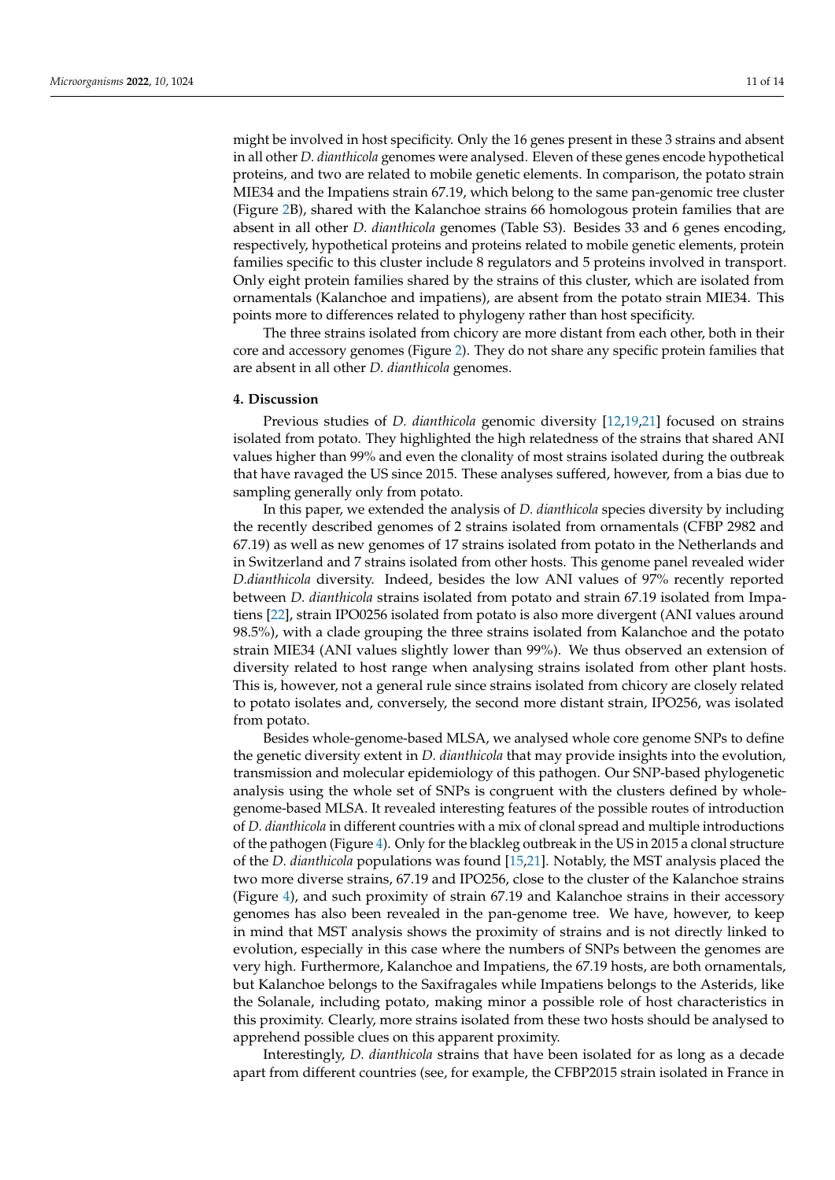might be involved in host specificity. Only the 16 genes present in these 3 strains and absent in all other *D. dianthicola* genomes were analysed. Eleven of these genes encode hypothetical proteins, and two are related to mobile genetic elements. In comparison, the potato strain MIE34 and the Impatiens strain 67.19, which belong to the same pan-genomic tree cluster (Figure 2B), shared with the Kalanchoe strains 66 homologous protein families that are absent in all other *D. dianthicola* genomes (Table S3). Besides 33 and 6 genes encoding, respectively, hypothetical proteins and proteins related to mobile genetic elements, protein families specific to this cluster include 8 regulators and 5 proteins involved in transport. Only eight protein families shared by the strains of this cluster, which are isolated from ornamentals (Kalanchoe and impatiens), are absent from the potato strain MIE34. This points more to differences related to phylogeny rather than host specificity.

The three strains isolated from chicory are more distant from each other, both in their core and accessory genomes (Figure 2). They do not share any specific protein families that are absent in all other *D. dianthicola* genomes.

## 4. Discussion

Previous studies of *D. dianthicola* genomic diversity [12,19,21] focused on strains isolated from potato. They highlighted the high relatedness of the strains that shared ANI values higher than 99% and even the clonality of most strains isolated during the outbreak that have ravaged the US since 2015. These analyses suffered, however, from a bias due to sampling generally only from potato.

In this paper, we extended the analysis of *D. dianthicola* species diversity by including the recently described genomes of 2 strains isolated from ornamentals (CFBP 2982 and 67.19) as well as new genomes of 17 strains isolated from potato in the Netherlands and in Switzerland and 7 strains isolated from other hosts. This genome panel revealed wider *D.dianthicola* diversity. Indeed, besides the low ANI values of 97% recently reported between *D. dianthicola* strains isolated from potato and strain 67.19 isolated from Impatiens [22], strain IPO0256 isolated from potato is also more divergent (ANI values around 98.5%), with a clade grouping the three strains isolated from Kalanchoe and the potato strain MIE34 (ANI values slightly lower than 99%). We thus observed an extension of diversity related to host range when analysing strains isolated from other plant hosts. This is, however, not a general rule since strains isolated from chicory are closely related to potato isolates and, conversely, the second more distant strain, IPO256, was isolated from potato.

Besides whole-genome-based MLSA, we analysed whole core genome SNPs to define the genetic diversity extent in *D. dianthicola* that may provide insights into the evolution, transmission and molecular epidemiology of this pathogen. Our SNP-based phylogenetic analysis using the whole set of SNPs is congruent with the clusters defined by whole-genome-based MLSA. It revealed interesting features of the possible routes of introduction of *D. dianthicola* in different countries with a mix of clonal spread and multiple introductions of the pathogen (Figure 4). Only for the blackleg outbreak in the US in 2015 a clonal structure of the *D. dianthicola* populations was found [15,21]. Notably, the MST analysis placed the two more diverse strains, 67.19 and IPO256, close to the cluster of the Kalanchoe strains (Figure 4), and such proximity of strain 67.19 and Kalanchoe strains in their accessory genomes has also been revealed in the pan-genome tree. We have, however, to keep in mind that MST analysis shows the proximity of strains and is not directly linked to evolution, especially in this case where the numbers of SNPs between the genomes are very high. Furthermore, Kalanchoe and Impatiens, the 67.19 hosts, are both ornamentals, but Kalanchoe belongs to the Saxifragales while Impatiens belongs to the Asterids, like the Solanale, including potato, making minor a possible role of host characteristics in this proximity. Clearly, more strains isolated from these two hosts should be analysed to apprehend possible clues on this apparent proximity.

Interestingly, *D. dianthicola* strains that have been isolated for as long as a decade apart from different countries (see, for example, the CFBP2015 strain isolated in France in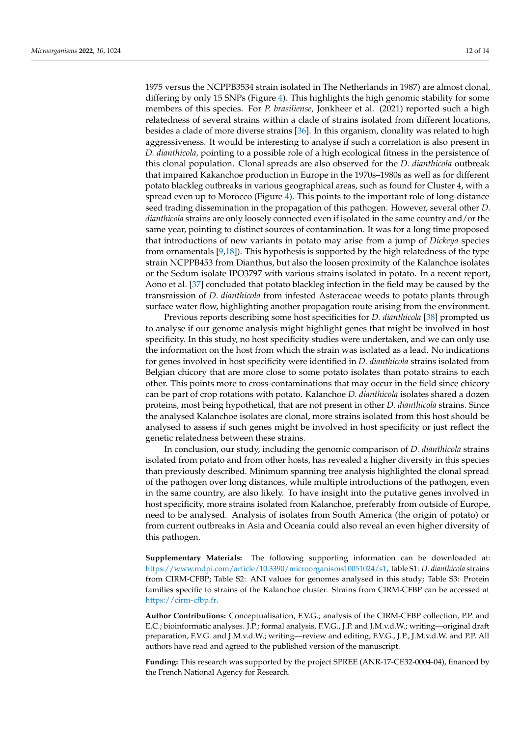1975 versus the NCPPB3534 strain isolated in The Netherlands in 1987) are almost clonal, differing by only 15 SNPs (Figure 4). This highlights the high genomic stability for some members of this species. For *P. brasiliense,* Jonkheer et al. (2021) reported such a high relatedness of several strains within a clade of strains isolated from different locations, besides a clade of more diverse strains [36]. In this organism, clonality was related to high aggressiveness. It would be interesting to analyse if such a correlation is also present in *D. dianthicola,* pointing to a possible role of a high ecological fitness in the persistence of this clonal population. Clonal spreads are also observed for the *D. dianthicola* outbreak that impaired Kakanchoe production in Europe in the 1970s–1980s as well as for different potato blackleg outbreaks in various geographical areas, such as found for Cluster 4, with a spread even up to Morocco (Figure 4). This points to the important role of long-distance seed trading dissemination in the propagation of this pathogen. However, several other *D. dianthicola* strains are only loosely connected even if isolated in the same country and/or the same year, pointing to distinct sources of contamination. It was for a long time proposed that introductions of new variants in potato may arise from a jump of *Dickeya* species from ornamentals [9,18]). This hypothesis is supported by the high relatedness of the type strain NCPPB453 from Dianthus, but also the loosen proximity of the Kalanchoe isolates or the Sedum isolate IPO3797 with various strains isolated in potato. In a recent report, Aono et al. [37] concluded that potato blackleg infection in the field may be caused by the transmission of *D. dianthicola* from infested Asteraceae weeds to potato plants through surface water flow, highlighting another propagation route arising from the environment.

Previous reports describing some host specificities for *D. dianthicola* [38] prompted us to analyse if our genome analysis might highlight genes that might be involved in host specificity. In this study, no host specificity studies were undertaken, and we can only use the information on the host from which the strain was isolated as a lead. No indications for genes involved in host specificity were identified in *D. dianthicola* strains isolated from Belgian chicory that are more close to some potato isolates than potato strains to each other. This points more to cross-contaminations that may occur in the field since chicory can be part of crop rotations with potato. Kalanchoe *D. dianthicola* isolates shared a dozen proteins, most being hypothetical, that are not present in other *D. dianthicola* strains. Since the analysed Kalanchoe isolates are clonal, more strains isolated from this host should be analysed to assess if such genes might be involved in host specificity or just reflect the genetic relatedness between these strains.

In conclusion, our study, including the genomic comparison of *D. dianthicola* strains isolated from potato and from other hosts, has revealed a higher diversity in this species than previously described. Minimum spanning tree analysis highlighted the clonal spread of the pathogen over long distances, while multiple introductions of the pathogen, even in the same country, are also likely. To have insight into the putative genes involved in host specificity, more strains isolated from Kalanchoe, preferably from outside of Europe, need to be analysed. Analysis of isolates from South America (the origin of potato) or from current outbreaks in Asia and Oceania could also reveal an even higher diversity of this pathogen.

**Supplementary Materials:** The following supporting information can be downloaded at: https://www.mdpi.com/article/10.3390/microorganisms10051024/s1, Table S1: *D. dianthicola* strains from CIRM-CFBP; Table S2: ANI values for genomes analysed in this study; Table S3: Protein families specific to strains of the Kalanchoe cluster. Strains from CIRM-CFBP can be accessed at https://cirm-cfbp.fr.

**Author Contributions:** Conceptualisation, F.V.G.; analysis of the CIRM-CFBP collection, P.P. and E.C.; bioinformatic analyses. J.P.; formal analysis, F.V.G., J.P. and J.M.v.d.W.; writing—original draft preparation, F.V.G. and J.M.v.d.W.; writing—review and editing, F.V.G., J.P., J.M.v.d.W. and P.P. All authors have read and agreed to the published version of the manuscript.

**Funding:** This research was supported by the project SPREE (ANR-17-CE32-0004-04), financed by the French National Agency for Research.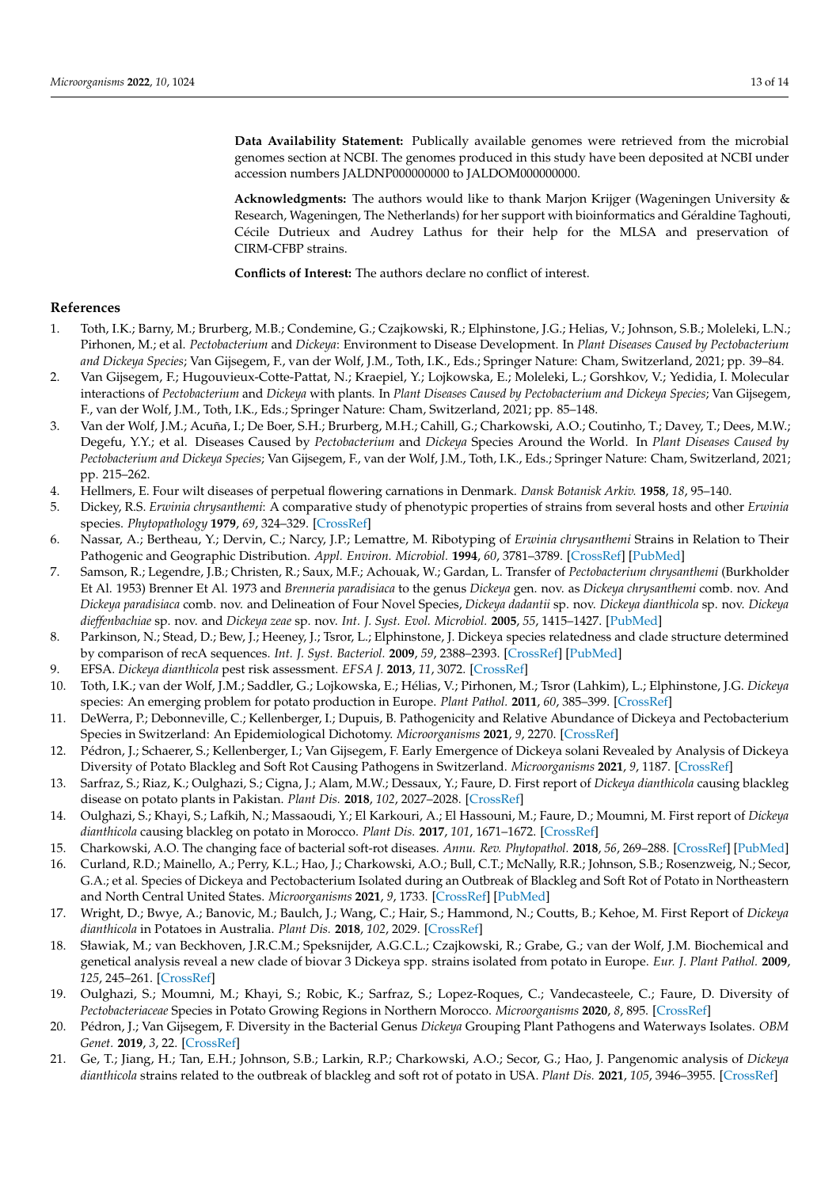**Data Availability Statement:** Publically available genomes were retrieved from the microbial genomes section at NCBI. The genomes produced in this study have been deposited at NCBI under accession numbers JALDNP000000000 to JALDOM000000000.

**Acknowledgments:** The authors would like to thank Marjon Krijger (Wageningen University & Research, Wageningen, The Netherlands) for her support with bioinformatics and Géraldine Taghouti, Cécile Dutrieux and Audrey Lathus for their help for the MLSA and preservation of CIRM-CFBP strains.

**Conflicts of Interest:** The authors declare no conflict of interest.

## References

1. Toth, I.K.; Barny, M.; Brurberg, M.B.; Condemine, G.; Czajkowski, R.; Elphinstone, J.G.; Helias, V.; Johnson, S.B.; Moleleki, L.N.; Pirhonen, M.; et al. *Pectobacterium* and *Dickeya*: Environment to Disease Development. In *Plant Diseases Caused by Pectobacterium and Dickeya Species*; Van Gijsegem, F., van der Wolf, J.M., Toth, I.K., Eds.; Springer Nature: Cham, Switzerland, 2021; pp. 39–84.
2. Van Gijsegem, F.; Hugouvieux-Cotte-Pattat, N.; Kraepiel, Y.; Lojkowska, E.; Moleleki, L.; Gorshkov, V.; Yedidia, I. Molecular interactions of *Pectobacterium* and *Dickeya* with plants. In *Plant Diseases Caused by Pectobacterium and Dickeya Species*; Van Gijsegem, F., van der Wolf, J.M., Toth, I.K., Eds.; Springer Nature: Cham, Switzerland, 2021; pp. 85–148.
3. Van der Wolf, J.M.; Acuña, I.; De Boer, S.H.; Brurberg, M.H.; Cahill, G.; Charkowski, A.O.; Coutinho, T.; Davey, T.; Dees, M.W.; Degefu, Y.Y.; et al. Diseases Caused by *Pectobacterium* and *Dickeya* Species Around the World. In *Plant Diseases Caused by Pectobacterium and Dickeya Species*; Van Gijsegem, F., van der Wolf, J.M., Toth, I.K., Eds.; Springer Nature: Cham, Switzerland, 2021; pp. 215–262.
4. Hellmers, E. Four wilt diseases of perpetual flowering carnations in Denmark. *Dansk Botanisk Arkiv.* **1958**, *18*, 95–140.
5. Dickey, R.S. *Erwinia chrysanthemi*: A comparative study of phenotypic properties of strains from several hosts and other *Erwinia* species. *Phytopathology* **1979**, *69*, 324–329. [CrossRef]
6. Nassar, A.; Bertheau, Y.; Dervin, C.; Narcy, J.P.; Lemattre, M. Ribotyping of *Erwinia chrysanthemi* Strains in Relation to Their Pathogenic and Geographic Distribution. *Appl. Environ. Microbiol.* **1994**, *60*, 3781–3789. [CrossRef] [PubMed]
7. Samson, R.; Legendre, J.B.; Christen, R.; Saux, M.F.; Achouak, W.; Gardan, L. Transfer of *Pectobacterium chrysanthemi* (Burkholder Et Al. 1953) Brenner Et Al. 1973 and *Brenneria paradisiaca* to the genus *Dickeya* gen. nov. as *Dickeya chrysanthemi* comb. nov. And *Dickeya paradisiaca* comb. nov. and Delineation of Four Novel Species, *Dickeya dadantii* sp. nov. *Dickeya dianthicola* sp. nov. *Dickeya dieffenbachiae* sp. nov. and *Dickeya zeae* sp. nov. *Int. J. Syst. Evol. Microbiol.* **2005**, *55*, 1415–1427. [PubMed]
8. Parkinson, N.; Stead, D.; Bew, J.; Heeney, J.; Tsror, L.; Elphinstone, J. Dickeya species relatedness and clade structure determined by comparison of recA sequences. *Int. J. Syst. Bacteriol.* **2009**, *59*, 2388–2393. [CrossRef] [PubMed]
9. EFSA. *Dickeya dianthicola* pest risk assessment. *EFSA J.* **2013**, *11*, 3072. [CrossRef]
10. Toth, I.K.; van der Wolf, J.M.; Saddler, G.; Lojkowska, E.; Hélias, V.; Pirhonen, M.; Tsror (Lahkim), L.; Elphinstone, J.G. *Dickeya* species: An emerging problem for potato production in Europe. *Plant Pathol.* **2011**, *60*, 385–399. [CrossRef]
11. DeWerra, P.; Debonneville, C.; Kellenberger, I.; Dupuis, B. Pathogenicity and Relative Abundance of Dickeya and Pectobacterium Species in Switzerland: An Epidemiological Dichotomy. *Microorganisms* **2021**, *9*, 2270. [CrossRef]
12. Pédron, J.; Schaerer, S.; Kellenberger, I.; Van Gijsegem, F. Early Emergence of Dickeya solani Revealed by Analysis of Dickeya Diversity of Potato Blackleg and Soft Rot Causing Pathogens in Switzerland. *Microorganisms* **2021**, *9*, 1187. [CrossRef]
13. Sarfraz, S.; Riaz, K.; Oulghazi, S.; Cigna, J.; Alam, M.W.; Dessaux, Y.; Faure, D. First report of *Dickeya dianthicola* causing blackleg disease on potato plants in Pakistan. *Plant Dis.* **2018**, *102*, 2027–2028. [CrossRef]
14. Oulghazi, S.; Khayi, S.; Lafkih, N.; Massaoudi, Y.; El Karkouri, A.; El Hassouni, M.; Faure, D.; Moumni, M. First report of *Dickeya dianthicola* causing blackleg on potato in Morocco. *Plant Dis.* **2017**, *101*, 1671–1672. [CrossRef]
15. Charkowski, A.O. The changing face of bacterial soft-rot diseases. *Annu. Rev. Phytopathol.* **2018**, *56*, 269–288. [CrossRef] [PubMed]
16. Curland, R.D.; Mainello, A.; Perry, K.L.; Hao, J.; Charkowski, A.O.; Bull, C.T.; McNally, R.R.; Johnson, S.B.; Rosenzweig, N.; Secor, G.A.; et al. Species of Dickeya and Pectobacterium Isolated during an Outbreak of Blackleg and Soft Rot of Potato in Northeastern and North Central United States. *Microorganisms* **2021**, *9*, 1733. [CrossRef] [PubMed]
17. Wright, D.; Bwye, A.; Banovic, M.; Baulch, J.; Wang, C.; Hair, S.; Hammond, N.; Coutts, B.; Kehoe, M. First Report of *Dickeya dianthicola* in Potatoes in Australia. *Plant Dis.* **2018**, *102*, 2029. [CrossRef]
18. Sławiak, M.; van Beckhoven, J.R.C.M.; Speksnijder, A.G.C.L.; Czajkowski, R.; Grabe, G.; van der Wolf, J.M. Biochemical and genetical analysis reveal a new clade of biovar 3 Dickeya spp. strains isolated from potato in Europe. *Eur. J. Plant Pathol.* **2009**, *125*, 245–261. [CrossRef]
19. Oulghazi, S.; Moumni, M.; Khayi, S.; Robic, K.; Sarfraz, S.; Lopez-Roques, C.; Vandecasteele, C.; Faure, D. Diversity of *Pectobacteriaceae* Species in Potato Growing Regions in Northern Morocco. *Microorganisms* **2020**, *8*, 895. [CrossRef]
20. Pédron, J.; Van Gijsegem, F. Diversity in the Bacterial Genus *Dickeya* Grouping Plant Pathogens and Waterways Isolates. *OBM Genet.* **2019**, *3*, 22. [CrossRef]
21. Ge, T.; Jiang, H.; Tan, E.H.; Johnson, S.B.; Larkin, R.P.; Charkowski, A.O.; Secor, G.; Hao, J. Pangenomic analysis of *Dickeya dianthicola* strains related to the outbreak of blackleg and soft rot of potato in USA. *Plant Dis.* **2021**, *105*, 3946–3955. [CrossRef]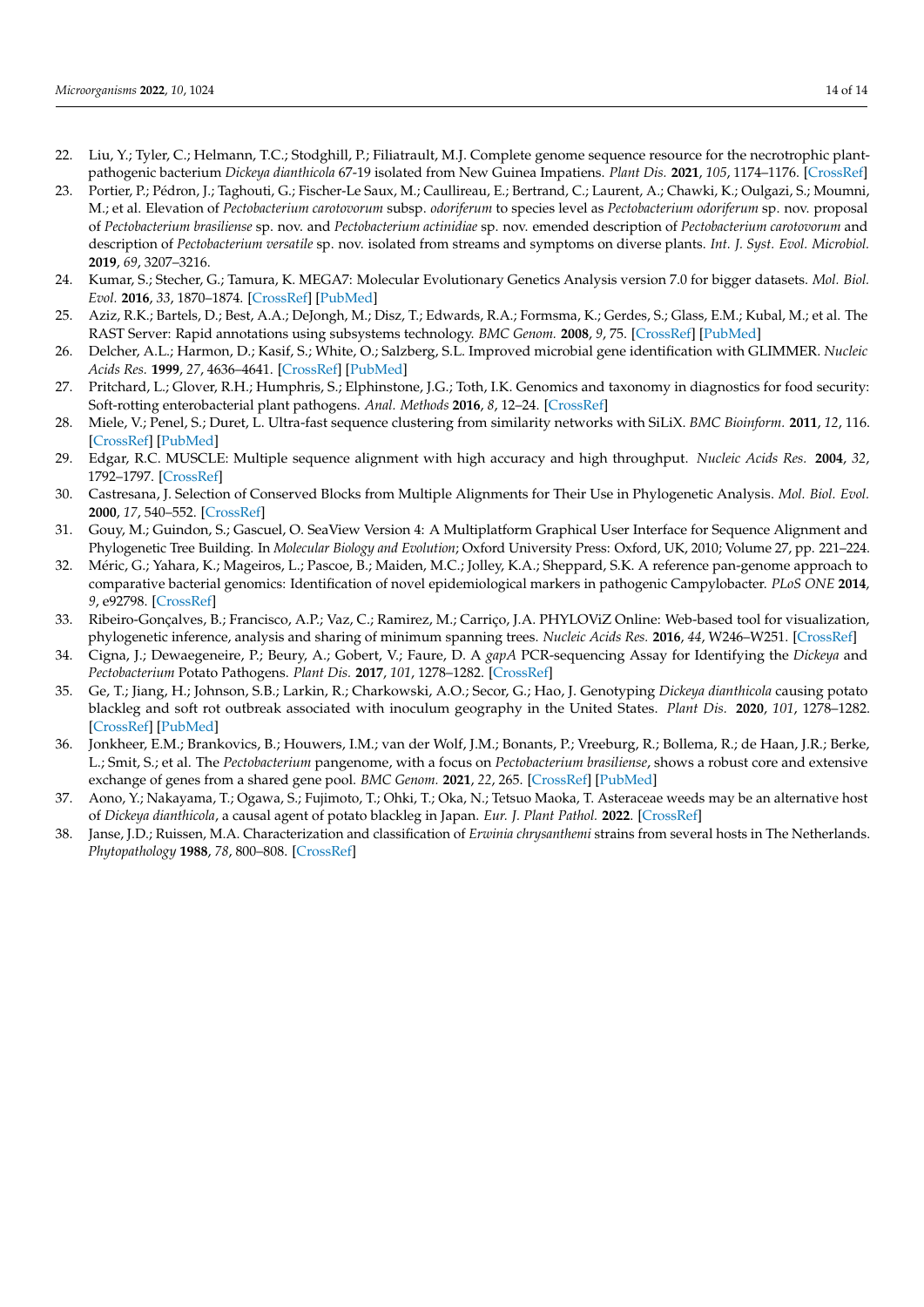22. Liu, Y.; Tyler, C.; Helmann, T.C.; Stodghill, P.; Filiatrault, M.J. Complete genome sequence resource for the necrotrophic plant-pathogenic bacterium *Dickeya dianthicola* 67-19 isolated from New Guinea Impatiens. *Plant Dis.* **2021**, *105*, 1174–1176. [CrossRef]
23. Portier, P.; Pédron, J.; Taghouti, G.; Fischer-Le Saux, M.; Caullireau, E.; Bertrand, C.; Laurent, A.; Chawki, K.; Oulgazi, S.; Moumni, M.; et al. Elevation of *Pectobacterium carotovorum* subsp. *odoriferum* to species level as *Pectobacterium odoriferum* sp. nov. proposal of *Pectobacterium brasiliense* sp. nov. and *Pectobacterium actinidiae* sp. nov. emended description of *Pectobacterium carotovorum* and description of *Pectobacterium versatile* sp. nov. isolated from streams and symptoms on diverse plants. *Int. J. Syst. Evol. Microbiol.* **2019**, *69*, 3207–3216.
24. Kumar, S.; Stecher, G.; Tamura, K. MEGA7: Molecular Evolutionary Genetics Analysis version 7.0 for bigger datasets. *Mol. Biol. Evol.* **2016**, *33*, 1870–1874. [CrossRef] [PubMed]
25. Aziz, R.K.; Bartels, D.; Best, A.A.; DeJongh, M.; Disz, T.; Edwards, R.A.; Formsma, K.; Gerdes, S.; Glass, E.M.; Kubal, M.; et al. The RAST Server: Rapid annotations using subsystems technology. *BMC Genom.* **2008**, *9*, 75. [CrossRef] [PubMed]
26. Delcher, A.L.; Harmon, D.; Kasif, S.; White, O.; Salzberg, S.L. Improved microbial gene identification with GLIMMER. *Nucleic Acids Res.* **1999**, *27*, 4636–4641. [CrossRef] [PubMed]
27. Pritchard, L.; Glover, R.H.; Humphris, S.; Elphinstone, J.G.; Toth, I.K. Genomics and taxonomy in diagnostics for food security: Soft-rotting enterobacterial plant pathogens. *Anal. Methods* **2016**, *8*, 12–24. [CrossRef]
28. Miele, V.; Penel, S.; Duret, L. Ultra-fast sequence clustering from similarity networks with SiLiX. *BMC Bioinform.* **2011**, *12*, 116. [CrossRef] [PubMed]
29. Edgar, R.C. MUSCLE: Multiple sequence alignment with high accuracy and high throughput. *Nucleic Acids Res.* **2004**, *32*, 1792–1797. [CrossRef]
30. Castresana, J. Selection of Conserved Blocks from Multiple Alignments for Their Use in Phylogenetic Analysis. *Mol. Biol. Evol.* **2000**, *17*, 540–552. [CrossRef]
31. Gouy, M.; Guindon, S.; Gascuel, O. SeaView Version 4: A Multiplatform Graphical User Interface for Sequence Alignment and Phylogenetic Tree Building. In *Molecular Biology and Evolution*; Oxford University Press: Oxford, UK, 2010; Volume 27, pp. 221–224.
32. Méric, G.; Yahara, K.; Mageiros, L.; Pascoe, B.; Maiden, M.C.; Jolley, K.A.; Sheppard, S.K. A reference pan-genome approach to comparative bacterial genomics: Identification of novel epidemiological markers in pathogenic Campylobacter. *PLoS ONE* **2014**, *9*, e92798. [CrossRef]
33. Ribeiro-Gonçalves, B.; Francisco, A.P.; Vaz, C.; Ramirez, M.; Carriço, J.A. PHYLOViZ Online: Web-based tool for visualization, phylogenetic inference, analysis and sharing of minimum spanning trees. *Nucleic Acids Res.* **2016**, *44*, W246–W251. [CrossRef]
34. Cigna, J.; Dewaegeneire, P.; Beury, A.; Gobert, V.; Faure, D. A *gapA* PCR-sequencing Assay for Identifying the *Dickeya* and *Pectobacterium* Potato Pathogens. *Plant Dis.* **2017**, *101*, 1278–1282. [CrossRef]
35. Ge, T.; Jiang, H.; Johnson, S.B.; Larkin, R.; Charkowski, A.O.; Secor, G.; Hao, J. Genotyping *Dickeya dianthicola* causing potato blackleg and soft rot outbreak associated with inoculum geography in the United States. *Plant Dis.* **2020**, *101*, 1278–1282. [CrossRef] [PubMed]
36. Jonkheer, E.M.; Brankovics, B.; Houwers, I.M.; van der Wolf, J.M.; Bonants, P.; Vreeburg, R.; Bollema, R.; de Haan, J.R.; Berke, L.; Smit, S.; et al. The *Pectobacterium* pangenome, with a focus on *Pectobacterium brasiliense*, shows a robust core and extensive exchange of genes from a shared gene pool. *BMC Genom.* **2021**, *22*, 265. [CrossRef] [PubMed]
37. Aono, Y.; Nakayama, T.; Ogawa, S.; Fujimoto, T.; Ohki, T.; Oka, N.; Tetsuo Maoka, T. Asteraceae weeds may be an alternative host of *Dickeya dianthicola*, a causal agent of potato blackleg in Japan. *Eur. J. Plant Pathol.* **2022**. [CrossRef]
38. Janse, J.D.; Ruissen, M.A. Characterization and classification of *Erwinia chrysanthemi* strains from several hosts in The Netherlands. *Phytopathology* **1988**, *78*, 800–808. [CrossRef]